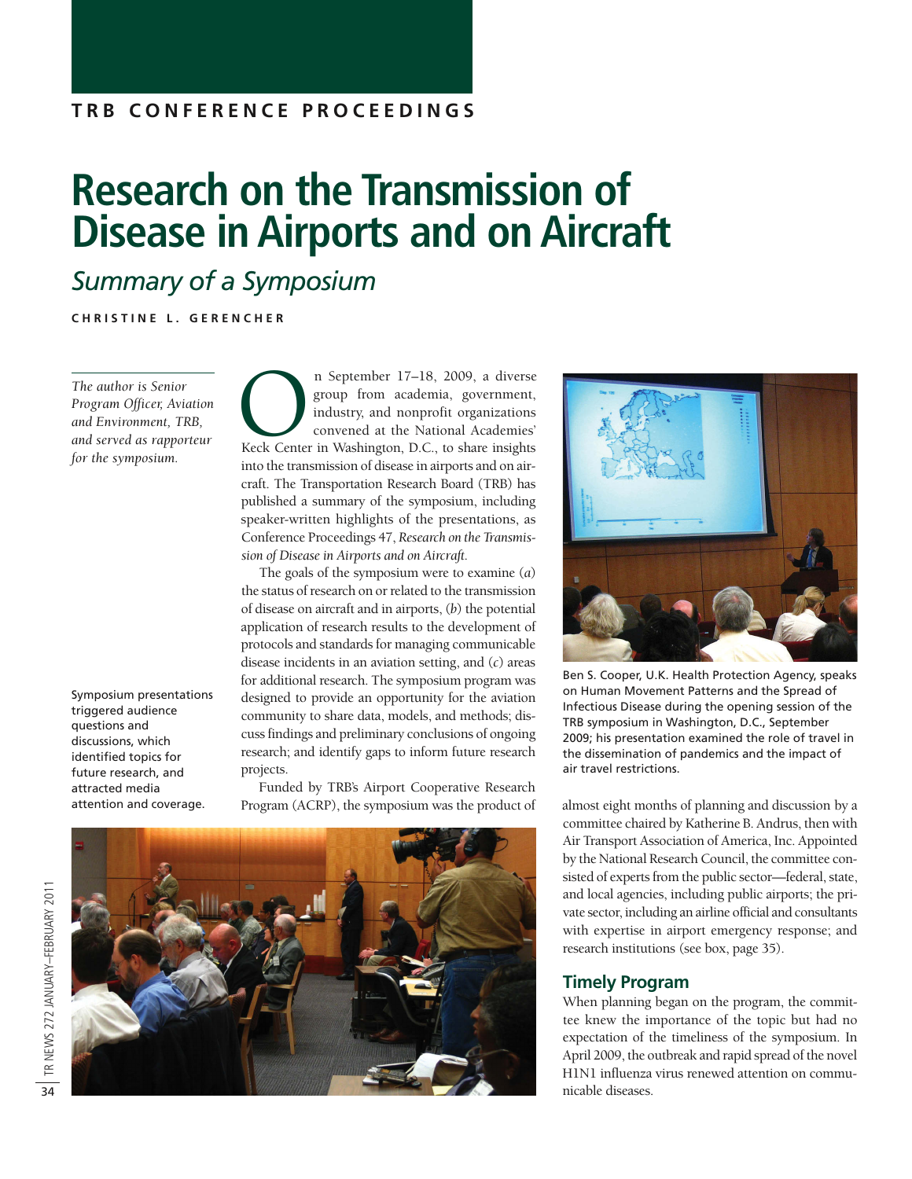TRB CONFERENCE PROCEEDINGS

# Research on the Transmission of Disease in Airports and on Aircraft

## *Summary of a Symposium*

**CHRISTINE L. GERENCHER**

*The author is Senior Program Officer, Aviation and Environment, TRB, and served as rapporteur for the symposium.*

On September 17–18, 2009, a diverse group from academia, government, industry, and nonprofit organizations convened at the National Academies' Keck Center in Washington, D.C., to share insights into the transmission of disease in airports and on aircraft. The Transportation Research Board (TRB) has published a summary of the symposium, including speaker-written highlights of the presentations, as Conference Proceedings 47, *Research on the Transmission of Disease in Airports and on Aircraft.*

The goals of the symposium were to examine (*a*) the status of research on or related to the transmission of disease on aircraft and in airports, (*b*) the potential application of research results to the development of protocols and standards for managing communicable disease incidents in an aviation setting, and (*c*) areas for additional research. The symposium program was designed to provide an opportunity for the aviation community to share data, models, and methods; discuss findings and preliminary conclusions of ongoing research; and identify gaps to inform future research projects.

Funded by TRB's Airport Cooperative Research Program (ACRP), the symposium was the product of almost eight months of planning and discussion by a committee chaired by Katherine B. Andrus, then with Air Transport Association of America, Inc. Appointed by the National Research Council, the committee consisted of experts from the public sector—federal, state, and local agencies, including public airports; the private sector, including an airline official and consultants with expertise in airport emergency response; and research institutions (see box, page 35).

Symposium presentations triggered audience questions and discussions, which identified topics for future research, and attracted media attention and coverage.

Ben S. Cooper, U.K. Health Protection Agency, speaks on Human Movement Patterns and the Spread of Infectious Disease during the opening session of the TRB symposium in Washington, D.C., September 2009; his presentation examined the role of travel in the dissemination of pandemics and the impact of air travel restrictions.

### Timely Program

When planning began on the program, the committee knew the importance of the topic but had no expectation of the timeliness of the symposium. In April 2009, the outbreak and rapid spread of the novel H1N1 influenza virus renewed attention on communicable diseases.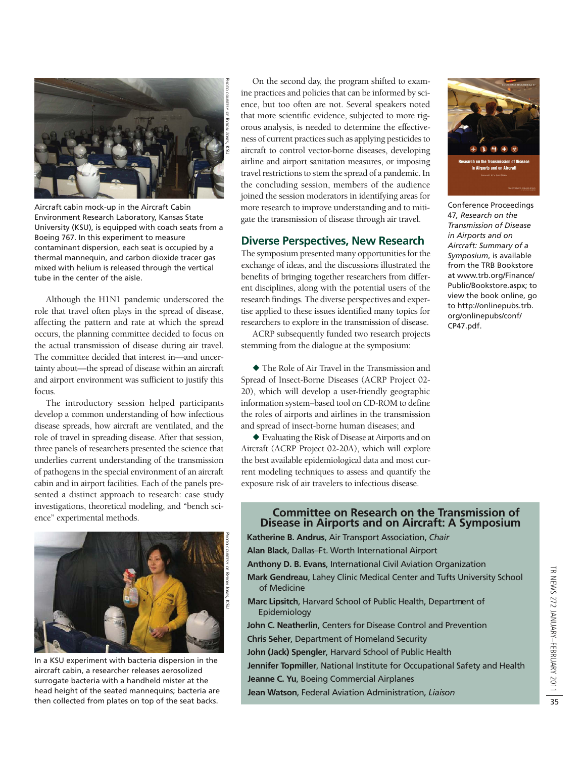Aircraft cabin mock-up in the Aircraft Cabin Environment Research Laboratory, Kansas State University (KSU), is equipped with coach seats from a Boeing 767. In this experiment to measure contaminant dispersion, each seat is occupied by a thermal mannequin, and carbon dioxide tracer gas mixed with helium is released through the vertical tube in the center of the aisle.

Photo courtesy of Byron Jones, KSU

Although the H1N1 pandemic underscored the role that travel often plays in the spread of disease, affecting the pattern and rate at which the spread occurs, the planning committee decided to focus on the actual transmission of disease during air travel. The committee decided that interest in—and uncertainty about—the spread of disease within an aircraft and airport environment was sufficient to justify this focus.

The introductory session helped participants develop a common understanding of how infectious disease spreads, how aircraft are ventilated, and the role of travel in spreading disease. After that session, three panels of researchers presented the science that underlies current understanding of the transmission of pathogens in the special environment of an aircraft cabin and in airport facilities. Each of the panels presented a distinct approach to research: case study investigations, theoretical modeling, and "bench science" experimental methods.

In a KSU experiment with bacteria dispersion in the aircraft cabin, a researcher releases aerosolized surrogate bacteria with a handheld mister at the head height of the seated mannequins; bacteria are then collected from plates on top of the seat backs.

Photo courtesy of Byron Jones, KSU

On the second day, the program shifted to examine practices and policies that can be informed by science, but too often are not. Several speakers noted that more scientific evidence, subjected to more rigorous analysis, is needed to determine the effectiveness of current practices such as applying pesticides to aircraft to control vector-borne diseases, developing airline and airport sanitation measures, or imposing travel restrictions to stem the spread of a pandemic. In the concluding session, members of the audience joined the session moderators in identifying areas for more research to improve understanding and to mitigate the transmission of disease through air travel.

## Diverse Perspectives, New Research

The symposium presented many opportunities for the exchange of ideas, and the discussions illustrated the benefits of bringing together researchers from different disciplines, along with the potential users of the research findings. The diverse perspectives and expertise applied to these issues identified many topics for researchers to explore in the transmission of disease.

ACRP subsequently funded two research projects stemming from the dialogue at the symposium:

- The Role of Air Travel in the Transmission and Spread of Insect-Borne Diseases (ACRP Project 02-20), which will develop a user-friendly geographic information system–based tool on CD-ROM to define the roles of airports and airlines in the transmission and spread of insect-borne human diseases; and
- Evaluating the Risk of Disease at Airports and on Aircraft (ACRP Project 02-20A), which will explore the best available epidemiological data and most current modeling techniques to assess and quantify the exposure risk of air travelers to infectious disease.

Conference Proceedings 47, *Research on the Transmission of Disease in Airports and on Aircraft: Summary of a Symposium*, is available from the TRB Bookstore at www.trb.org/Finance/Public/Bookstore.aspx; to view the book online, go to http://onlinepubs.trb.org/onlinepubs/conf/CP47.pdf.

### Committee on Research on the Transmission of Disease in Airports and on Aircraft: A Symposium

**Katherine B. Andrus**, Air Transport Association, *Chair*
**Alan Black**, Dallas–Ft. Worth International Airport
**Anthony D. B. Evans**, International Civil Aviation Organization
**Mark Gendreau**, Lahey Clinic Medical Center and Tufts University School of Medicine
**Marc Lipsitch**, Harvard School of Public Health, Department of Epidemiology
**John C. Neatherlin**, Centers for Disease Control and Prevention
**Chris Seher**, Department of Homeland Security
**John (Jack) Spengler**, Harvard School of Public Health
**Jennifer Topmiller**, National Institute for Occupational Safety and Health
**Jeanne C. Yu**, Boeing Commercial Airplanes
**Jean Watson**, Federal Aviation Administration, *Liaison*